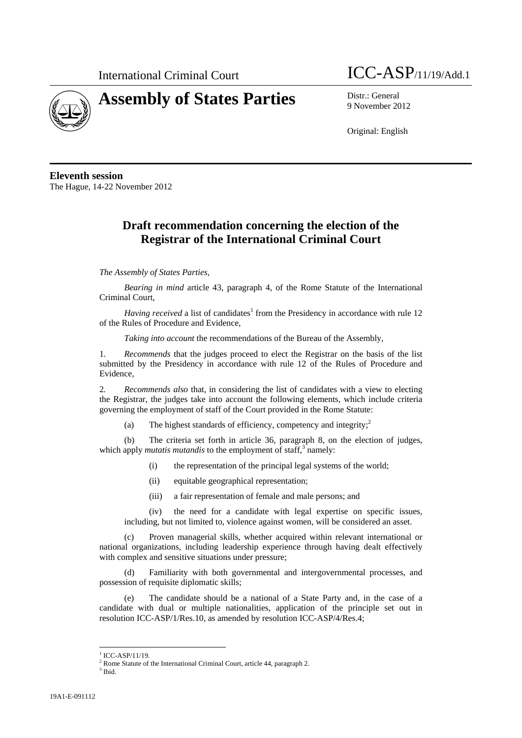International Criminal Court

ICC-ASP/11/19/Add.1

# Assembly of States Parties

Distr.: General
9 November 2012

Original: English

**Eleventh session**
The Hague, 14-22 November 2012

## Draft recommendation concerning the election of the Registrar of the International Criminal Court

*The Assembly of States Parties,*

*Bearing in mind* article 43, paragraph 4, of the Rome Statute of the International Criminal Court,

*Having received* a list of candidates[1] from the Presidency in accordance with rule 12 of the Rules of Procedure and Evidence,

*Taking into account* the recommendations of the Bureau of the Assembly,

1. *Recommends* that the judges proceed to elect the Registrar on the basis of the list submitted by the Presidency in accordance with rule 12 of the Rules of Procedure and Evidence,

2. *Recommends also* that, in considering the list of candidates with a view to electing the Registrar, the judges take into account the following elements, which include criteria governing the employment of staff of the Court provided in the Rome Statute:

(a) The highest standards of efficiency, competency and integrity;[2]

(b) The criteria set forth in article 36, paragraph 8, on the election of judges, which apply *mutatis mutandis* to the employment of staff,[3] namely:

(i) the representation of the principal legal systems of the world;

(ii) equitable geographical representation;

(iii) a fair representation of female and male persons; and

(iv) the need for a candidate with legal expertise on specific issues, including, but not limited to, violence against women, will be considered an asset.

(c) Proven managerial skills, whether acquired within relevant international or national organizations, including leadership experience through having dealt effectively with complex and sensitive situations under pressure;

(d) Familiarity with both governmental and intergovernmental processes, and possession of requisite diplomatic skills;

(e) The candidate should be a national of a State Party and, in the case of a candidate with dual or multiple nationalities, application of the principle set out in resolution ICC-ASP/1/Res.10, as amended by resolution ICC-ASP/4/Res.4;

---

[1] ICC-ASP/11/19.
[2] Rome Statute of the International Criminal Court, article 44, paragraph 2.
[3] Ibid.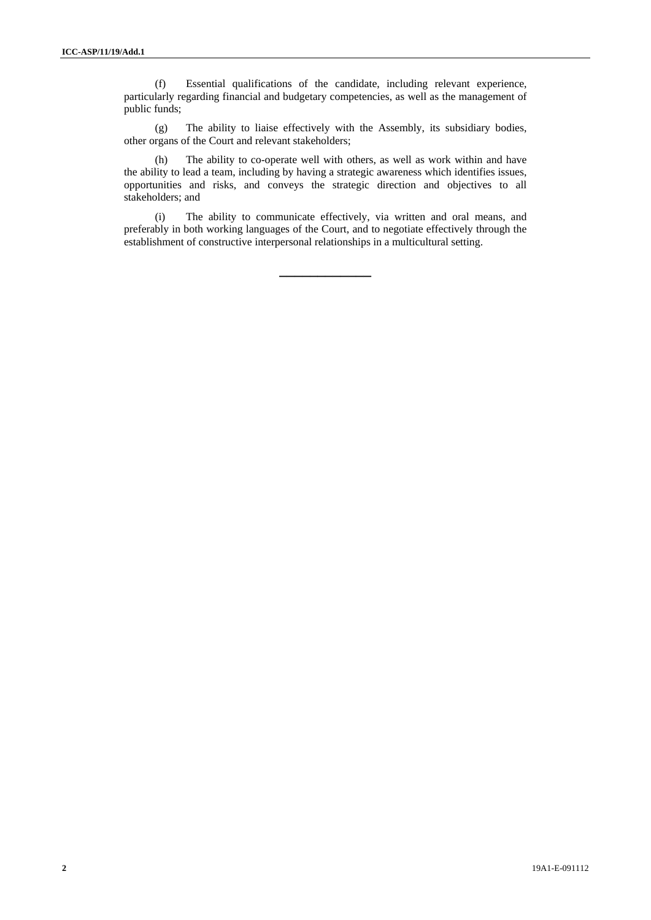(f) Essential qualifications of the candidate, including relevant experience, particularly regarding financial and budgetary competencies, as well as the management of public funds;

(g) The ability to liaise effectively with the Assembly, its subsidiary bodies, other organs of the Court and relevant stakeholders;

(h) The ability to co-operate well with others, as well as work within and have the ability to lead a team, including by having a strategic awareness which identifies issues, opportunities and risks, and conveys the strategic direction and objectives to all stakeholders; and

(i) The ability to communicate effectively, via written and oral means, and preferably in both working languages of the Court, and to negotiate effectively through the establishment of constructive interpersonal relationships in a multicultural setting.

---